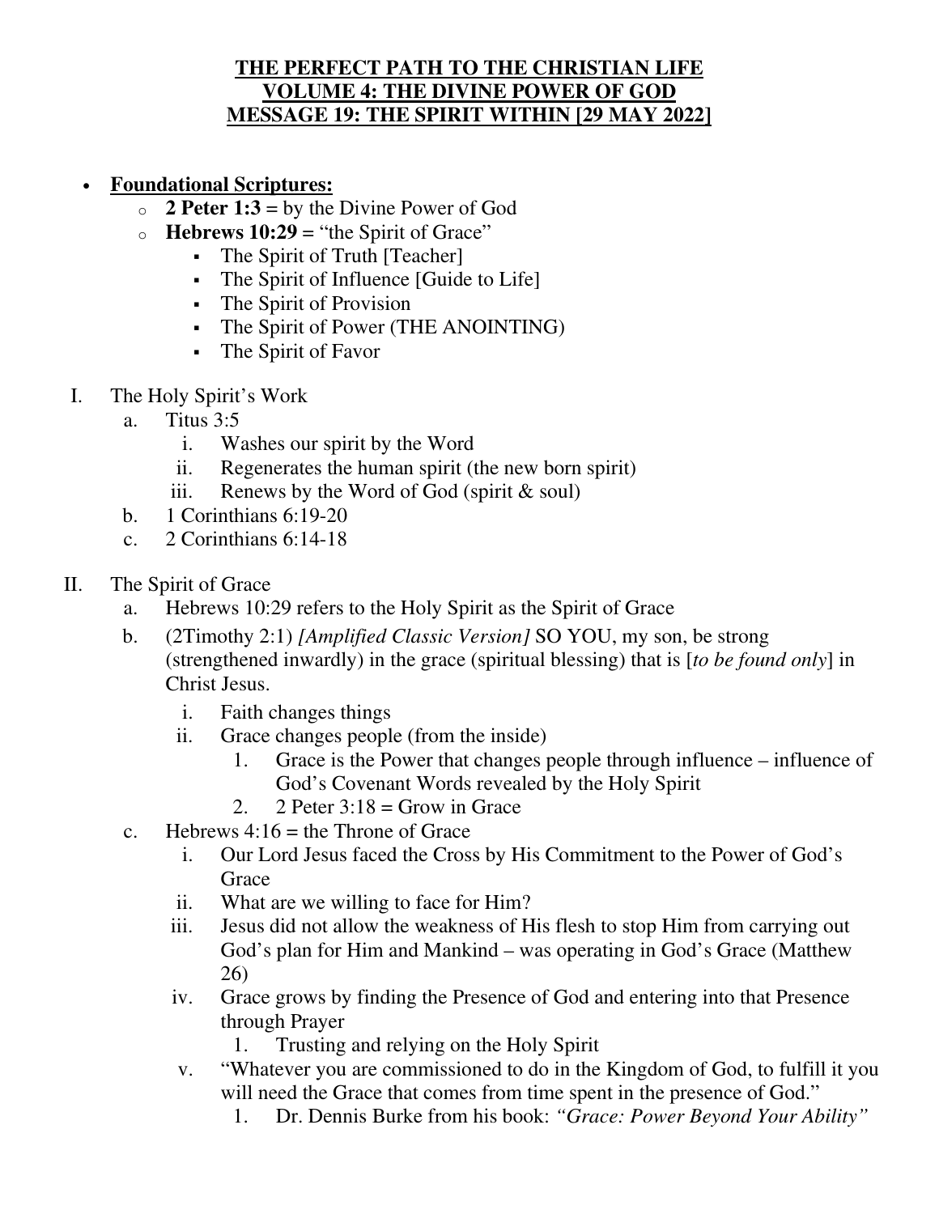**<u>THE PERFECT PATH TO THE CHRISTIAN LIFE</u>**
**<u>VOLUME 4: THE DIVINE POWER OF GOD</u>**
**<u>MESSAGE 19: THE SPIRIT WITHIN [29 MAY 2022]</u>**

- **<u>Foundational Scriptures:</u>**
  - **2 Peter 1:3** = by the Divine Power of God
  - **Hebrews 10:29** = "the Spirit of Grace"
    - The Spirit of Truth [Teacher]
    - The Spirit of Influence [Guide to Life]
    - The Spirit of Provision
    - The Spirit of Power (THE ANOINTING)
    - The Spirit of Favor

I. The Holy Spirit's Work
   a. Titus 3:5
      i. Washes our spirit by the Word
      ii. Regenerates the human spirit (the new born spirit)
      iii. Renews by the Word of God (spirit & soul)
   b. 1 Corinthians 6:19-20
   c. 2 Corinthians 6:14-18

II. The Spirit of Grace
   a. Hebrews 10:29 refers to the Holy Spirit as the Spirit of Grace
   b. (2Timothy 2:1) *[Amplified Classic Version]* SO YOU, my son, be strong (strengthened inwardly) in the grace (spiritual blessing) that is [*to be found only*] in Christ Jesus.
      i. Faith changes things
      ii. Grace changes people (from the inside)
         1. Grace is the Power that changes people through influence – influence of God's Covenant Words revealed by the Holy Spirit
         2. 2 Peter 3:18 = Grow in Grace
   c. Hebrews 4:16 = the Throne of Grace
      i. Our Lord Jesus faced the Cross by His Commitment to the Power of God's Grace
      ii. What are we willing to face for Him?
      iii. Jesus did not allow the weakness of His flesh to stop Him from carrying out God's plan for Him and Mankind – was operating in God's Grace (Matthew 26)
      iv. Grace grows by finding the Presence of God and entering into that Presence through Prayer
         1. Trusting and relying on the Holy Spirit
      v. "Whatever you are commissioned to do in the Kingdom of God, to fulfill it you will need the Grace that comes from time spent in the presence of God."
         1. Dr. Dennis Burke from his book: *"Grace: Power Beyond Your Ability"*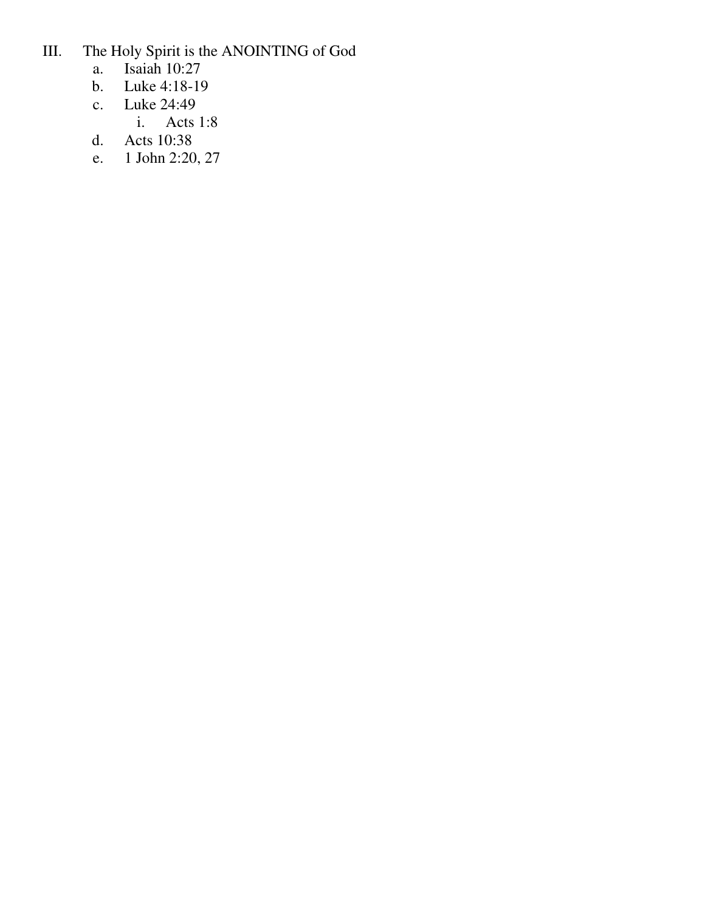III. The Holy Spirit is the ANOINTING of God
   a. Isaiah 10:27
   b. Luke 4:18-19
   c. Luke 24:49
      i. Acts 1:8
   d. Acts 10:38
   e. 1 John 2:20, 27